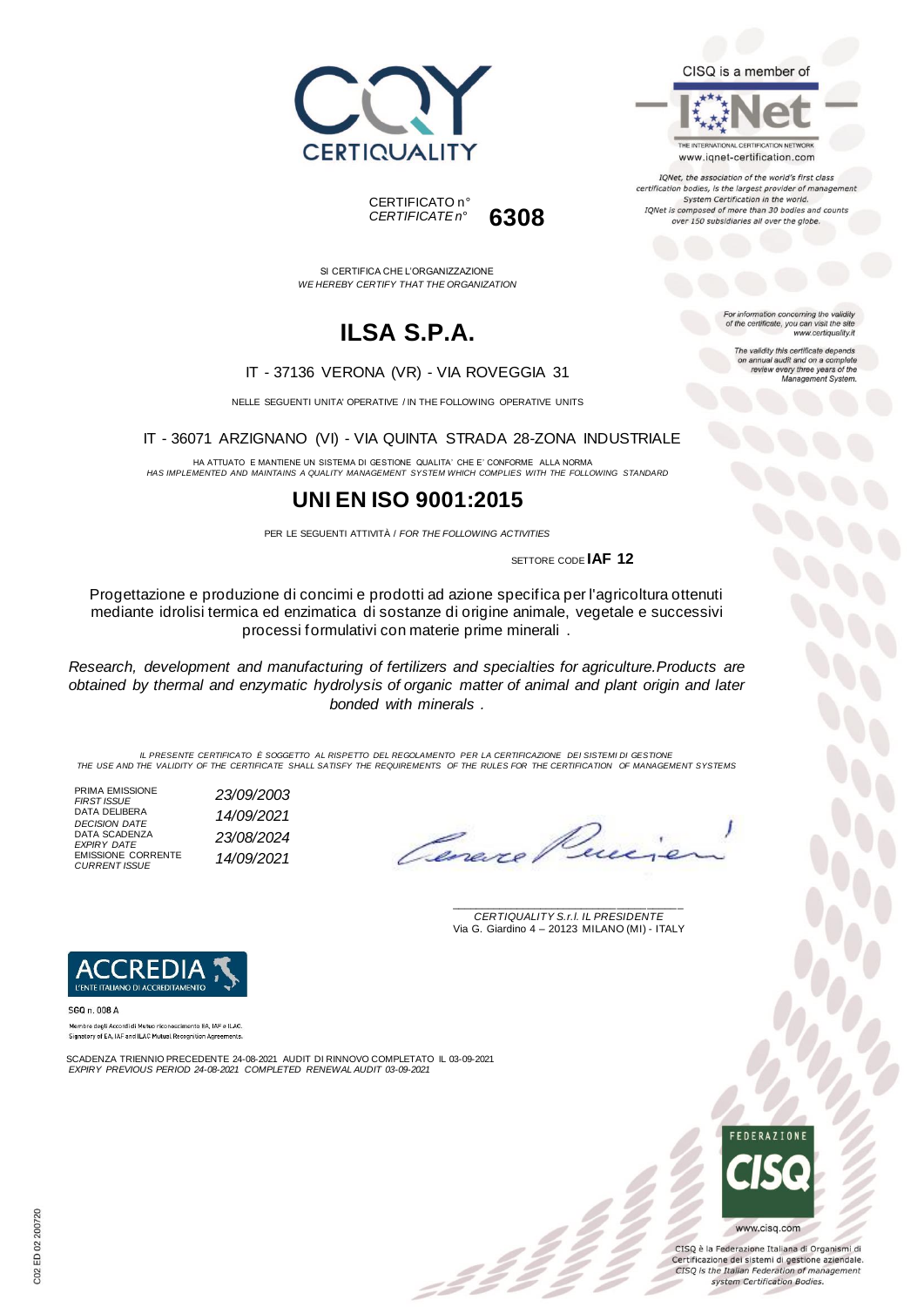CERTIQUALITY

CERTIFICATO n°
*CERTIFICATE n°* **6308**

CISQ is a member of

IQNet

THE INTERNATIONAL CERTIFICATION NETWORK
www.iqnet-certification.com

*IQNet, the association of the world's first class certification bodies, is the largest provider of management System Certification in the world. IQNet is composed of more than 30 bodies and counts over 150 subsidiaries all over the globe.*

SI CERTIFICA CHE L'ORGANIZZAZIONE
*WE HEREBY CERTIFY THAT THE ORGANIZATION*

# ILSA S.P.A.

IT - 37136 VERONA (VR) - VIA ROVEGGIA 31

NELLE SEGUENTI UNITA' OPERATIVE / IN THE FOLLOWING OPERATIVE UNITS

IT - 36071 ARZIGNANO (VI) - VIA QUINTA STRADA 28-ZONA INDUSTRIALE

HA ATTUATO E MANTIENE UN SISTEMA DI GESTIONE QUALITA' CHE E' CONFORME ALLA NORMA
*HAS IMPLEMENTED AND MAINTAINS A QUALITY MANAGEMENT SYSTEM WHICH COMPLIES WITH THE FOLLOWING STANDARD*

## UNI EN ISO 9001:2015

PER LE SEGUENTI ATTIVITÀ / *FOR THE FOLLOWING ACTIVITIES*

SETTORE CODE **IAF 12**

Progettazione e produzione di concimi e prodotti ad azione specifica per l'agricoltura ottenuti mediante idrolisi termica ed enzimatica di sostanze di origine animale, vegetale e successivi processi formulativi con materie prime minerali .

*Research, development and manufacturing of fertilizers and specialties for agriculture.Products are obtained by thermal and enzymatic hydrolysis of organic matter of animal and plant origin and later bonded with minerals .*

*For information concerning the validity of the certificate, you can visit the site www.certiquality.it*

*The validity this certificate depends on annual audit and on a complete review every three years of the Management System.*

*IL PRESENTE CERTIFICATO È SOGGETTO AL RISPETTO DEL REGOLAMENTO PER LA CERTIFICAZIONE DEI SISTEMI DI GESTIONE*
*THE USE AND THE VALIDITY OF THE CERTIFICATE SHALL SATISFY THE REQUIREMENTS OF THE RULES FOR THE CERTIFICATION OF MANAGEMENT SYSTEMS*

| | |
|---|---|
| PRIMA EMISSIONE *FIRST ISSUE* | *23/09/2003* |
| DATA DELIBERA *DECISION DATE* | *14/09/2021* |
| DATA SCADENZA *EXPIRY DATE* | *23/08/2024* |
| EMISSIONE CORRENTE *CURRENT ISSUE* | *14/09/2021* |

*CERTIQUALITY S.r.l. IL PRESIDENTE*
Via G. Giardino 4 – 20123 MILANO (MI) - ITALY

ACCREDIA
L'ENTE ITALIANO DI ACCREDITAMENTO

SGQ n. 008 A
Membro degli Accordi di Mutuo riconoscimento EA, IAF e ILAC.
Signatory of EA, IAF and ILAC Mutual Recognition Agreements.

SCADENZA TRIENNIO PRECEDENTE 24-08-2021 AUDIT DI RINNOVO COMPLETATO IL 03-09-2021
*EXPIRY PREVIOUS PERIOD 24-08-2021 COMPLETED RENEWAL AUDIT 03-09-2021*

FEDERAZIONE CISQ
www.cisq.com

CISQ è la Federazione Italiana di Organismi di Certificazione dei sistemi di gestione aziendale.
*CISQ is the Italian Federation of management system Certification Bodies.*

C02 ED 02 200720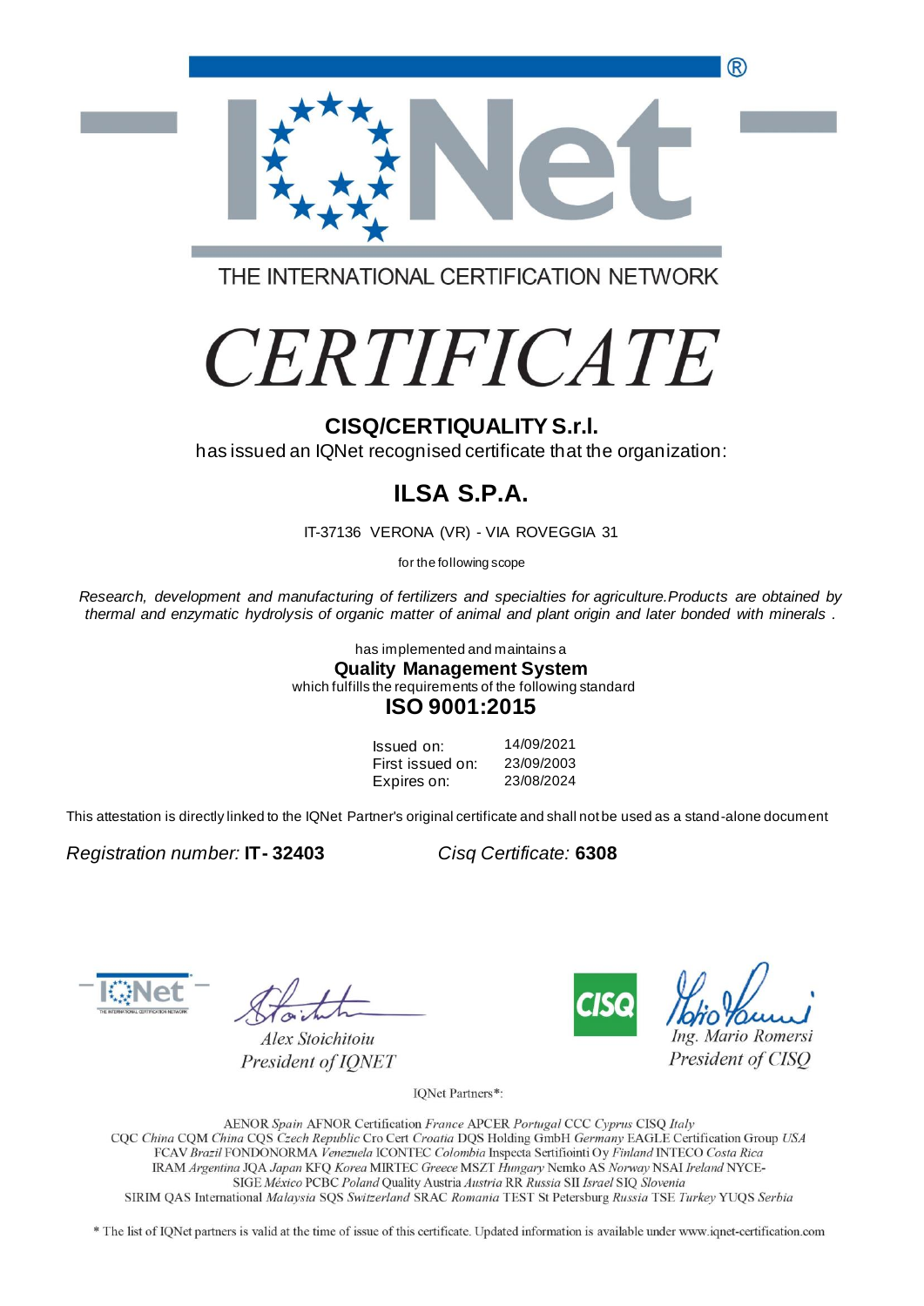IQNet®

THE INTERNATIONAL CERTIFICATION NETWORK

# *CERTIFICATE*

## CISQ/CERTIQUALITY S.r.l.

has issued an IQNet recognised certificate that the organization:

## ILSA S.P.A.

IT-37136 VERONA (VR) - VIA ROVEGGIA 31

for the following scope

*Research, development and manufacturing of fertilizers and specialties for agriculture.Products are obtained by thermal and enzymatic hydrolysis of organic matter of animal and plant origin and later bonded with minerals .*

has implemented and maintains a

**Quality Management System**

which fulfills the requirements of the following standard

**ISO 9001:2015**

| | |
|---|---|
| Issued on: | 14/09/2021 |
| First issued on: | 23/09/2003 |
| Expires on: | 23/08/2024 |

This attestation is directly linked to the IQNet Partner's original certificate and shall not be used as a stand-alone document

*Registration number:* **IT- 32403** *Cisq Certificate:* **6308**

*Alex Stoichitoiu*
*President of IQNET*

*Ing. Mario Romersi*
*President of CISQ*

IQNet Partners*:

AENOR *Spain* AFNOR Certification *France* APCER *Portugal* CCC *Cyprus* CISQ *Italy*
CQC *China* CQM *China* CQS *Czech Republic* Cro Cert *Croatia* DQS Holding GmbH *Germany* EAGLE Certification Group *USA*
FCAV *Brazil* FONDONORMA *Venezuela* ICONTEC *Colombia* Inspecta Sertifiointi Oy *Finland* INTECO *Costa Rica*
IRAM *Argentina* JQA *Japan* KFQ *Korea* MIRTEC *Greece* MSZT *Hungary* Nemko AS *Norway* NSAI *Ireland* NYCE-SIGE *México* PCBC *Poland* Quality Austria *Austria* RR *Russia* SII *Israel* SIQ *Slovenia*
SIRIM QAS International *Malaysia* SQS *Switzerland* SRAC *Romania* TEST St Petersburg *Russia* TSE *Turkey* YUQS *Serbia*

\* The list of IQNet partners is valid at the time of issue of this certificate. Updated information is available under www.iqnet-certification.com